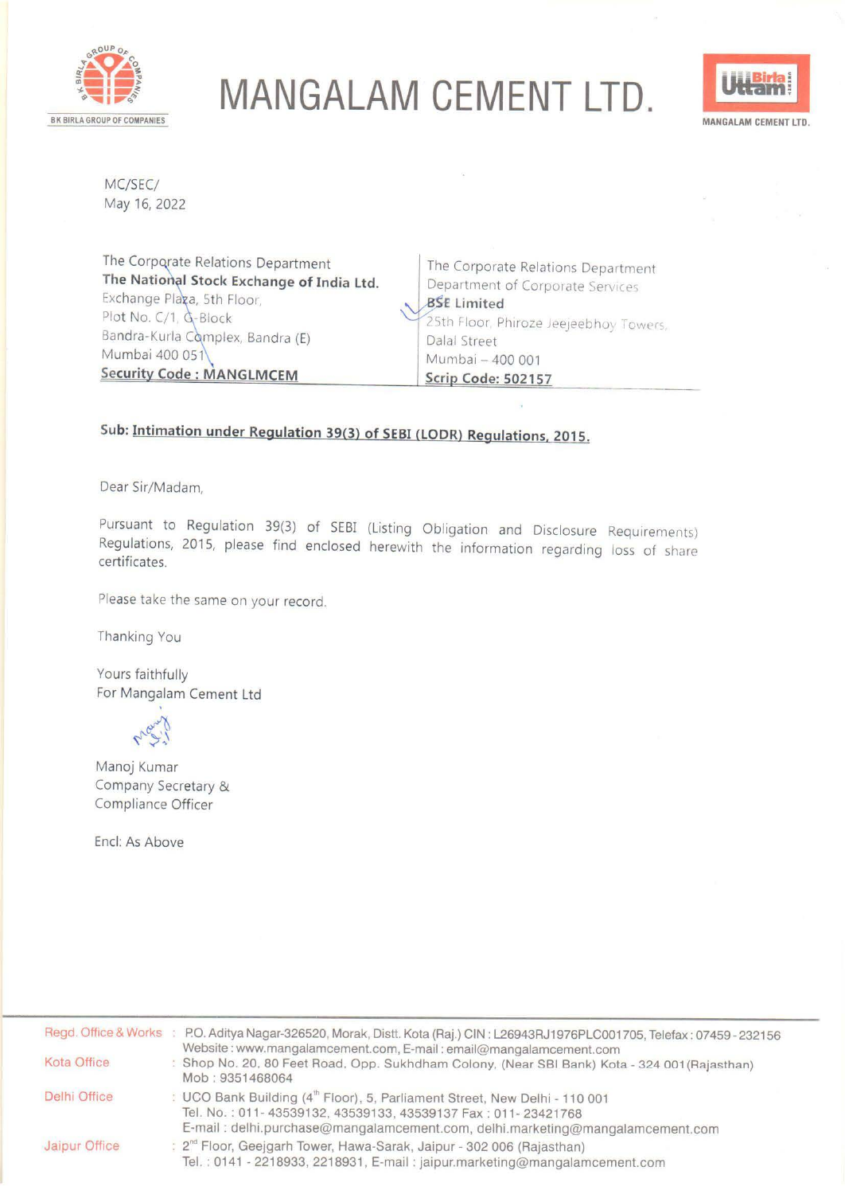# MANGALAM CEMENT LTD.

MC/SEC/
May 16, 2022

| The Corporate Relations Department | The Corporate Relations Department |
|---|---|
| **The National Stock Exchange of India Ltd.** | Department of Corporate Services |
| Exchange Plaza, 5th Floor, | **BSE Limited** |
| Plot No. C/1, G-Block | 25th Floor, Phiroze Jeejeebhoy Towers, |
| Bandra-Kurla Complex, Bandra (E) | Dalal Street |
| Mumbai 400 051 | Mumbai – 400 001 |
| **Security Code : MANGLMCEM** | **Scrip Code: 502157** |

**Sub: Intimation under Regulation 39(3) of SEBI (LODR) Regulations, 2015.**

Dear Sir/Madam,

Pursuant to Regulation 39(3) of SEBI (Listing Obligation and Disclosure Requirements) Regulations, 2015, please find enclosed herewith the information regarding loss of share certificates.

Please take the same on your record.

Thanking You

Yours faithfully
For Mangalam Cement Ltd

Manoj Kumar
Company Secretary &
Compliance Officer

Encl: As Above

Regd. Office & Works : P.O. Aditya Nagar-326520, Morak, Distt. Kota (Raj.) CIN : L26943RJ1976PLC001705, Telefax : 07459 - 232156
Website : www.mangalamcement.com, E-mail : email@mangalamcement.com

Kota Office : Shop No. 20, 80 Feet Road, Opp. Sukhdham Colony, (Near SBI Bank) Kota - 324 001 (Rajasthan)
Mob : 9351468064

Delhi Office : UCO Bank Building (4th Floor), 5, Parliament Street, New Delhi - 110 001
Tel. No. : 011- 43539132, 43539133, 43539137 Fax : 011- 23421768
E-mail : delhi.purchase@mangalamcement.com, delhi.marketing@mangalamcement.com

Jaipur Office : 2nd Floor, Geejgarh Tower, Hawa-Sarak, Jaipur - 302 006 (Rajasthan)
Tel. : 0141 - 2218933, 2218931, E-mail : jaipur.marketing@mangalamcement.com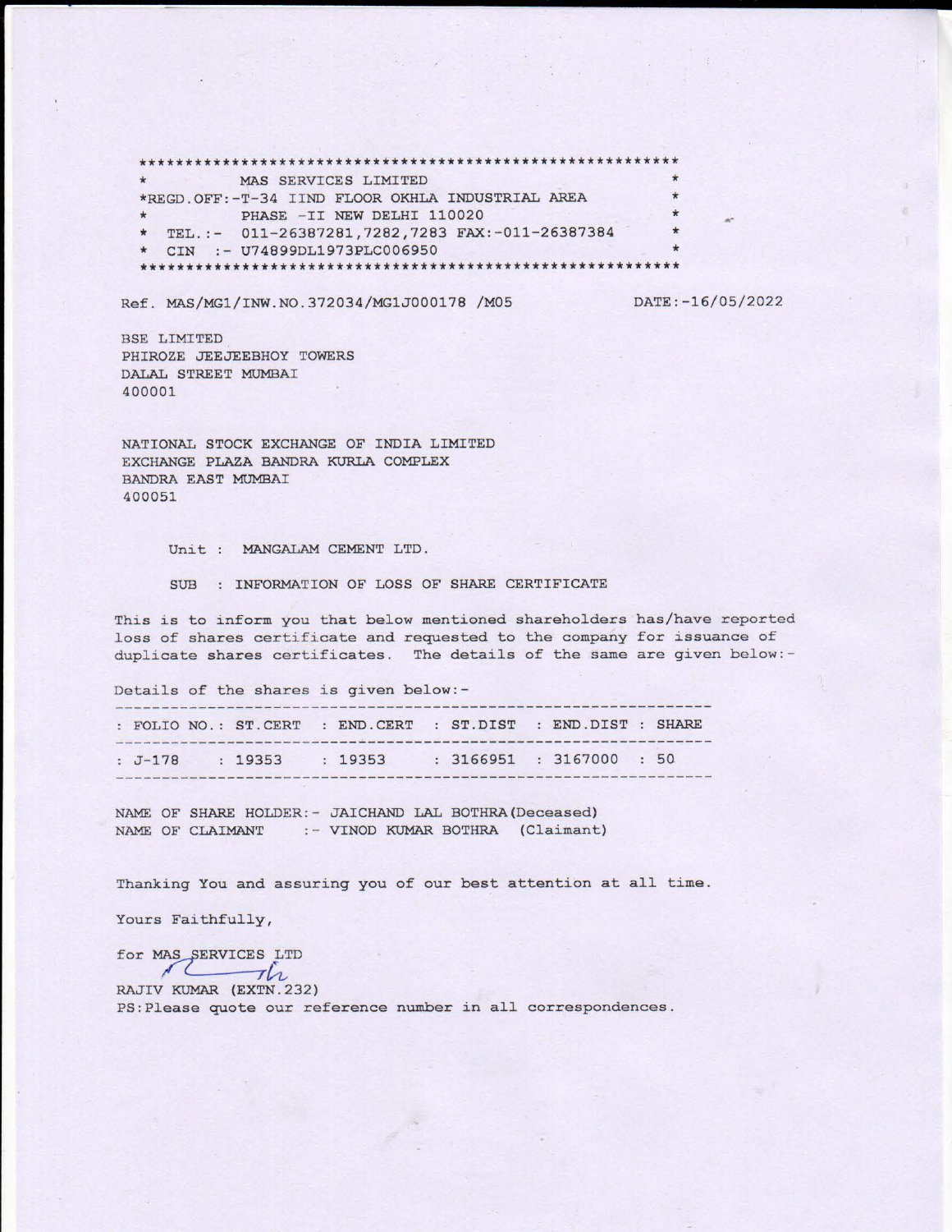**MAS SERVICES LIMITED**
REGD.OFF:-T-34 IIND FLOOR OKHLA INDUSTRIAL AREA
PHASE -II NEW DELHI 110020
TEL.:- 011-26387281,7282,7283 FAX:-011-26387384
CIN :- U74899DL1973PLC006950

Ref. MAS/MG1/INW.NO.372034/MG1J000178 /M05

DATE:-16/05/2022

BSE LIMITED
PHIROZE JEEJEEBHOY TOWERS
DALAL STREET MUMBAI
400001

NATIONAL STOCK EXCHANGE OF INDIA LIMITED
EXCHANGE PLAZA BANDRA KURLA COMPLEX
BANDRA EAST MUMBAI
400051

Unit : MANGALAM CEMENT LTD.

SUB : INFORMATION OF LOSS OF SHARE CERTIFICATE

This is to inform you that below mentioned shareholders has/have reported loss of shares certificate and requested to the company for issuance of duplicate shares certificates. The details of the same are given below:-

Details of the shares is given below:-

| FOLIO NO. | ST.CERT | END.CERT | ST.DIST | END.DIST | SHARE |
|---|---|---|---|---|---|
| J-178 | 19353 | 19353 | 3166951 | 3167000 | 50 |

NAME OF SHARE HOLDER:- JAICHAND LAL BOTHRA(Deceased)
NAME OF CLAIMANT :- VINOD KUMAR BOTHRA (Claimant)

Thanking You and assuring you of our best attention at all time.

Yours Faithfully,

for MAS SERVICES LTD

RAJIV KUMAR (EXTN.232)

PS:Please quote our reference number in all correspondences.